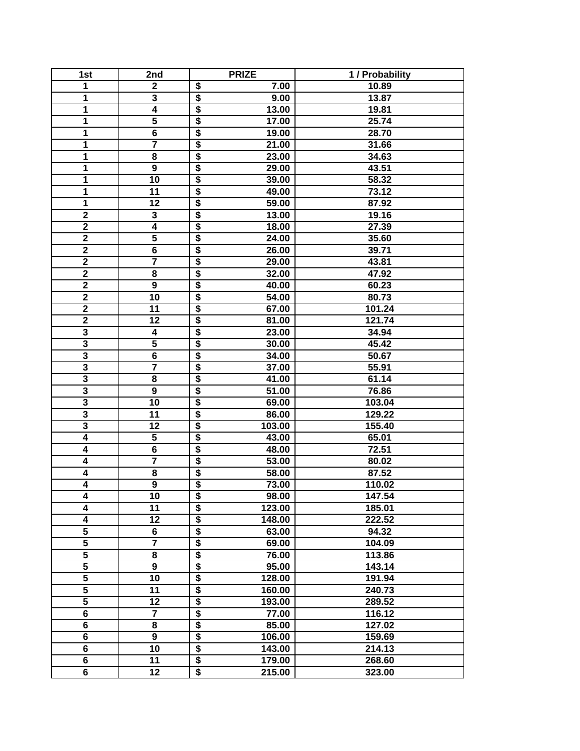| 1st | 2nd | PRIZE | 1 / Probability |
|---|---|---|---|
| 1 | 2 | $ 7.00 | 10.89 |
| 1 | 3 | $ 9.00 | 13.87 |
| 1 | 4 | $ 13.00 | 19.81 |
| 1 | 5 | $ 17.00 | 25.74 |
| 1 | 6 | $ 19.00 | 28.70 |
| 1 | 7 | $ 21.00 | 31.66 |
| 1 | 8 | $ 23.00 | 34.63 |
| 1 | 9 | $ 29.00 | 43.51 |
| 1 | 10 | $ 39.00 | 58.32 |
| 1 | 11 | $ 49.00 | 73.12 |
| 1 | 12 | $ 59.00 | 87.92 |
| 2 | 3 | $ 13.00 | 19.16 |
| 2 | 4 | $ 18.00 | 27.39 |
| 2 | 5 | $ 24.00 | 35.60 |
| 2 | 6 | $ 26.00 | 39.71 |
| 2 | 7 | $ 29.00 | 43.81 |
| 2 | 8 | $ 32.00 | 47.92 |
| 2 | 9 | $ 40.00 | 60.23 |
| 2 | 10 | $ 54.00 | 80.73 |
| 2 | 11 | $ 67.00 | 101.24 |
| 2 | 12 | $ 81.00 | 121.74 |
| 3 | 4 | $ 23.00 | 34.94 |
| 3 | 5 | $ 30.00 | 45.42 |
| 3 | 6 | $ 34.00 | 50.67 |
| 3 | 7 | $ 37.00 | 55.91 |
| 3 | 8 | $ 41.00 | 61.14 |
| 3 | 9 | $ 51.00 | 76.86 |
| 3 | 10 | $ 69.00 | 103.04 |
| 3 | 11 | $ 86.00 | 129.22 |
| 3 | 12 | $ 103.00 | 155.40 |
| 4 | 5 | $ 43.00 | 65.01 |
| 4 | 6 | $ 48.00 | 72.51 |
| 4 | 7 | $ 53.00 | 80.02 |
| 4 | 8 | $ 58.00 | 87.52 |
| 4 | 9 | $ 73.00 | 110.02 |
| 4 | 10 | $ 98.00 | 147.54 |
| 4 | 11 | $ 123.00 | 185.01 |
| 4 | 12 | $ 148.00 | 222.52 |
| 5 | 6 | $ 63.00 | 94.32 |
| 5 | 7 | $ 69.00 | 104.09 |
| 5 | 8 | $ 76.00 | 113.86 |
| 5 | 9 | $ 95.00 | 143.14 |
| 5 | 10 | $ 128.00 | 191.94 |
| 5 | 11 | $ 160.00 | 240.73 |
| 5 | 12 | $ 193.00 | 289.52 |
| 6 | 7 | $ 77.00 | 116.12 |
| 6 | 8 | $ 85.00 | 127.02 |
| 6 | 9 | $ 106.00 | 159.69 |
| 6 | 10 | $ 143.00 | 214.13 |
| 6 | 11 | $ 179.00 | 268.60 |
| 6 | 12 | $ 215.00 | 323.00 |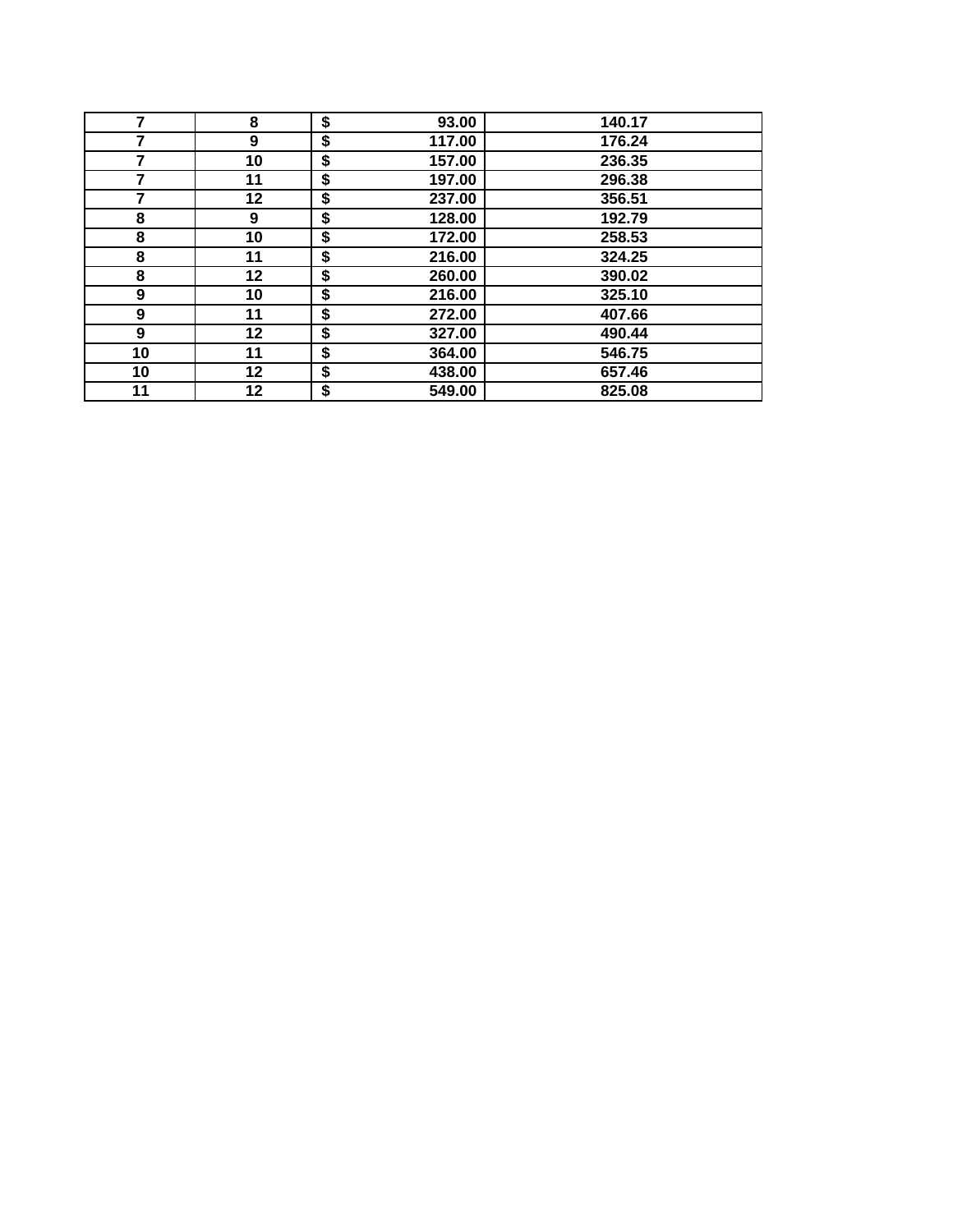| | | | |
|---|---|---|---|
| 7 | 8 | $ 93.00 | 140.17 |
| 7 | 9 | $ 117.00 | 176.24 |
| 7 | 10 | $ 157.00 | 236.35 |
| 7 | 11 | $ 197.00 | 296.38 |
| 7 | 12 | $ 237.00 | 356.51 |
| 8 | 9 | $ 128.00 | 192.79 |
| 8 | 10 | $ 172.00 | 258.53 |
| 8 | 11 | $ 216.00 | 324.25 |
| 8 | 12 | $ 260.00 | 390.02 |
| 9 | 10 | $ 216.00 | 325.10 |
| 9 | 11 | $ 272.00 | 407.66 |
| 9 | 12 | $ 327.00 | 490.44 |
| 10 | 11 | $ 364.00 | 546.75 |
| 10 | 12 | $ 438.00 | 657.46 |
| 11 | 12 | $ 549.00 | 825.08 |